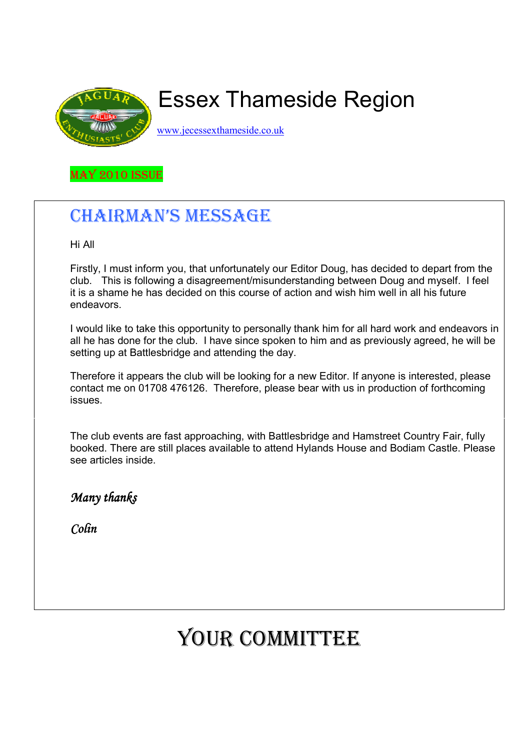# Essex Thameside Region

www.jecessexthameside.co.uk

MAY 2010 ISSUE

## CHAIRMAN'S MESSAGE

Hi All

Firstly, I must inform you, that unfortunately our Editor Doug, has decided to depart from the club. This is following a disagreement/misunderstanding between Doug and myself. I feel it is a shame he has decided on this course of action and wish him well in all his future endeavors.

I would like to take this opportunity to personally thank him for all hard work and endeavors in all he has done for the club. I have since spoken to him and as previously agreed, he will be setting up at Battlesbridge and attending the day.

Therefore it appears the club will be looking for a new Editor. If anyone is interested, please contact me on 01708 476126. Therefore, please bear with us in production of forthcoming issues.

The club events are fast approaching, with Battlesbridge and Hamstreet Country Fair, fully booked. There are still places available to attend Hylands House and Bodiam Castle. Please see articles inside.

*Many thanks*

*Colin*

## YOUR COMMITTEE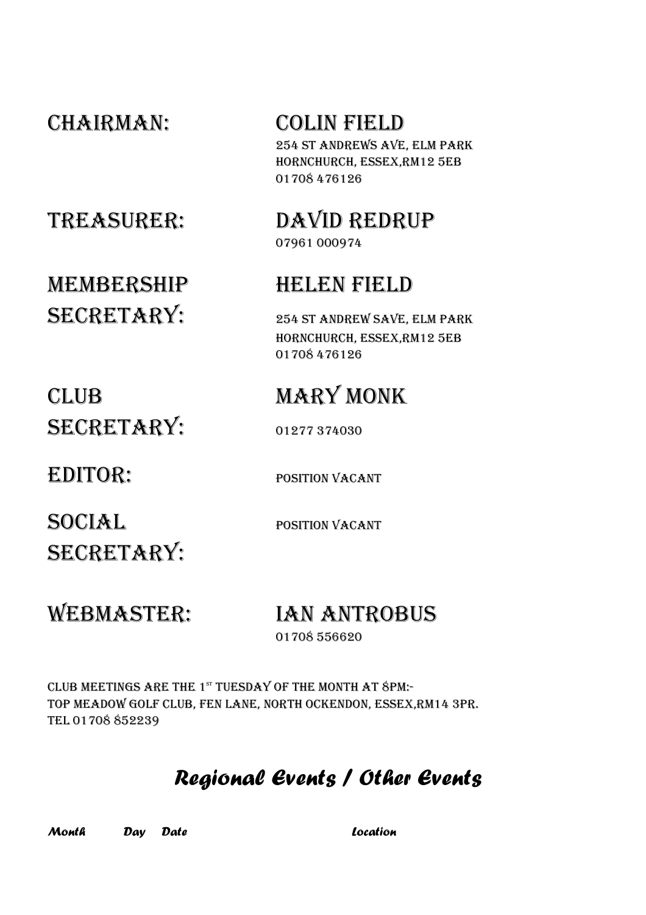CHAIRMAN: **COLIN FIELD**
254 ST ANDREWS AVE, ELM PARK
HORNCHURCH, ESSEX,RM12 5EB
01708 476126

TREASURER: **DAVID REDRUP**
07961 000974

MEMBERSHIP SECRETARY: **HELEN FIELD**
254 ST ANDREW SAVE, ELM PARK
HORNCHURCH, ESSEX,RM12 5EB
01708 476126

CLUB SECRETARY: **MARY MONK**
01277 374030

EDITOR: POSITION VACANT

SOCIAL SECRETARY: POSITION VACANT

WEBMASTER: **IAN ANTROBUS**
01708 556620

CLUB MEETINGS ARE THE 1ST TUESDAY OF THE MONTH AT 8PM:-
TOP MEADOW GOLF CLUB, FEN LANE, NORTH OCKENDON, ESSEX,RM14 3PR.
TEL 01708 852239

## *Regional Events / Other Events*

| *Month* | *Day* | *Date* | *Location* |
|---|---|---|---|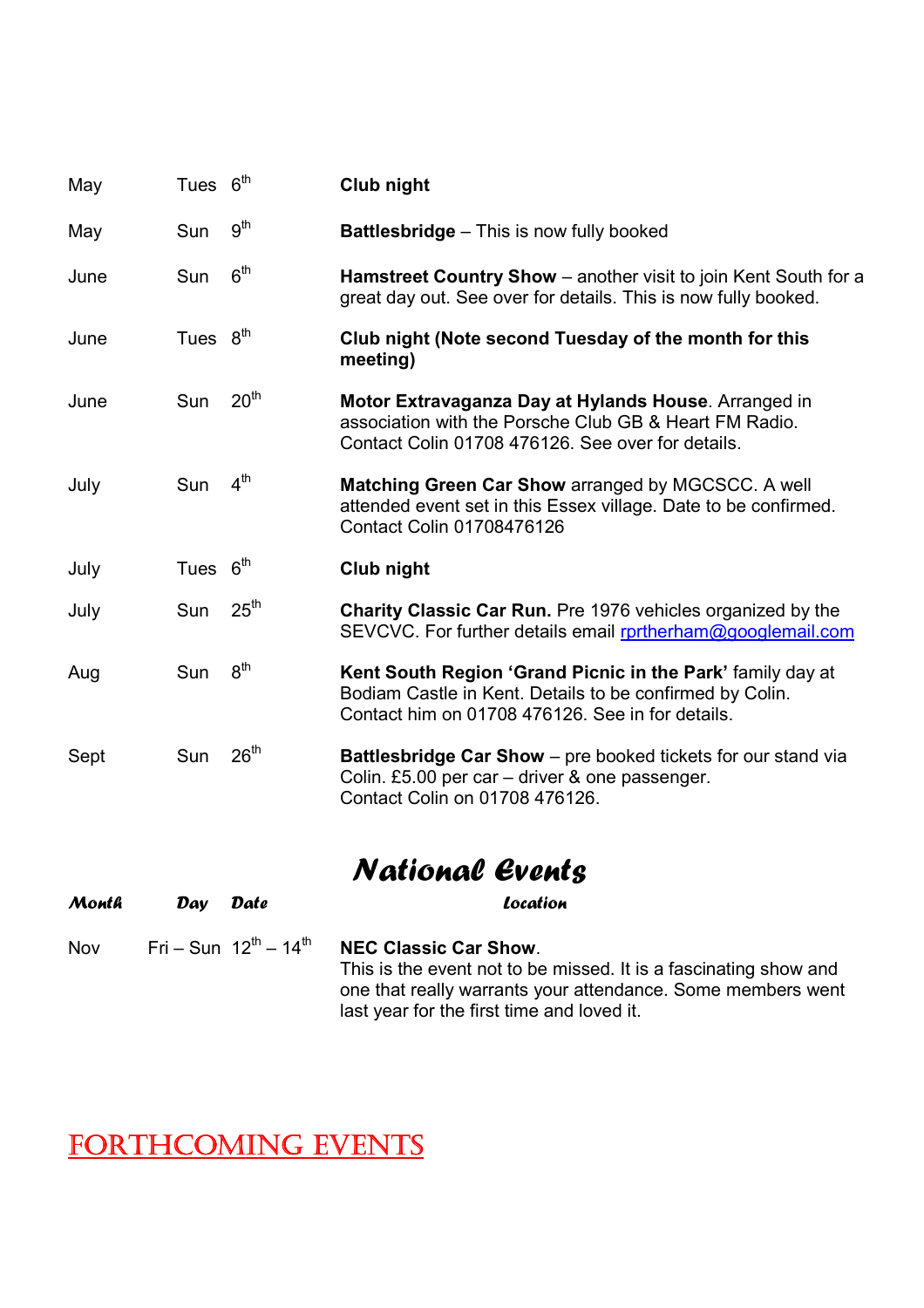| | | | |
|---|---|---|---|
| May | Tues | 6th | **Club night** |
| May | Sun | 9th | **Battlesbridge** – This is now fully booked |
| June | Sun | 6th | **Hamstreet Country Show** – another visit to join Kent South for a great day out. See over for details. This is now fully booked. |
| June | Tues | 8th | **Club night (Note second Tuesday of the month for this meeting)** |
| June | Sun | 20th | **Motor Extravaganza Day at Hylands House**. Arranged in association with the Porsche Club GB & Heart FM Radio. Contact Colin 01708 476126. See over for details. |
| July | Sun | 4th | **Matching Green Car Show** arranged by MGCSCC. A well attended event set in this Essex village. Date to be confirmed. Contact Colin 01708476126 |
| July | Tues | 6th | **Club night** |
| July | Sun | 25th | **Charity Classic Car Run.** Pre 1976 vehicles organized by the SEVCVC. For further details email rprtherham@googlemail.com |
| Aug | Sun | 8th | **Kent South Region 'Grand Picnic in the Park'** family day at Bodiam Castle in Kent. Details to be confirmed by Colin. Contact him on 01708 476126. See in for details. |
| Sept | Sun | 26th | **Battlesbridge Car Show** – pre booked tickets for our stand via Colin. £5.00 per car – driver & one passenger. Contact Colin on 01708 476126. |

## National Events

| Month | Day | Date | Location |
|---|---|---|---|
| Nov | Fri – Sun | 12th – 14th | **NEC Classic Car Show**. This is the event not to be missed. It is a fascinating show and one that really warrants your attendance. Some members went last year for the first time and loved it. |

# FORTHCOMING EVENTS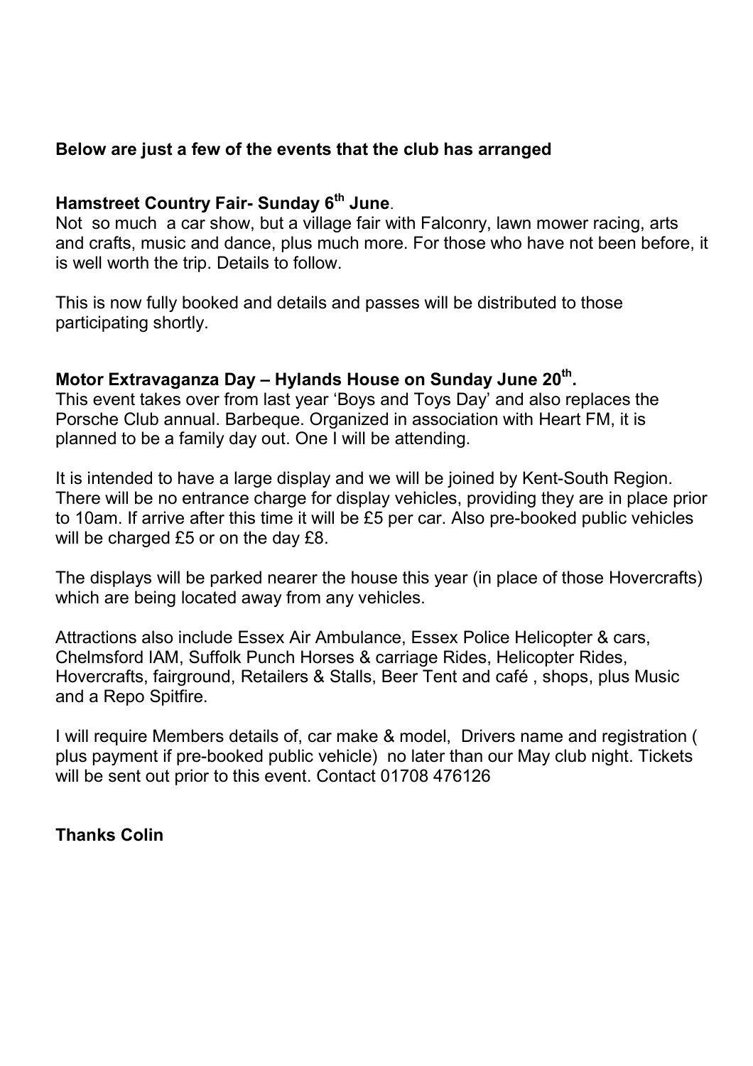**Below are just a few of the events that the club has arranged**

**Hamstreet Country Fair- Sunday 6th June**.

Not so much a car show, but a village fair with Falconry, lawn mower racing, arts and crafts, music and dance, plus much more. For those who have not been before, it is well worth the trip. Details to follow.

This is now fully booked and details and passes will be distributed to those participating shortly.

**Motor Extravaganza Day – Hylands House on Sunday June 20th.**

This event takes over from last year 'Boys and Toys Day' and also replaces the Porsche Club annual. Barbeque. Organized in association with Heart FM, it is planned to be a family day out. One I will be attending.

It is intended to have a large display and we will be joined by Kent-South Region. There will be no entrance charge for display vehicles, providing they are in place prior to 10am. If arrive after this time it will be £5 per car. Also pre-booked public vehicles will be charged £5 or on the day £8.

The displays will be parked nearer the house this year (in place of those Hovercrafts) which are being located away from any vehicles.

Attractions also include Essex Air Ambulance, Essex Police Helicopter & cars, Chelmsford IAM, Suffolk Punch Horses & carriage Rides, Helicopter Rides, Hovercrafts, fairground, Retailers & Stalls, Beer Tent and café , shops, plus Music and a Repo Spitfire.

I will require Members details of, car make & model, Drivers name and registration ( plus payment if pre-booked public vehicle) no later than our May club night. Tickets will be sent out prior to this event. Contact 01708 476126

**Thanks Colin**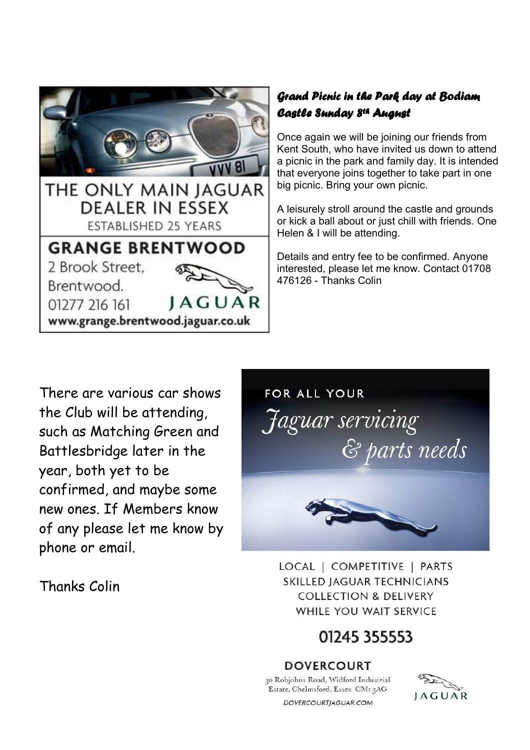THE ONLY MAIN JAGUAR DEALER IN ESSEX

ESTABLISHED 25 YEARS

**GRANGE BRENTWOOD**

2 Brook Street,
Brentwood.
01277 216 161

JAGUAR

www.grange.brentwood.jaguar.co.uk

### *Grand Picnic in the Park day at Bodiam Castle Sunday 8th August*

Once again we will be joining our friends from Kent South, who have invited us down to attend a picnic in the park and family day. It is intended that everyone joins together to take part in one big picnic. Bring your own picnic.

A leisurely stroll around the castle and grounds or kick a ball about or just chill with friends. One Helen & I will be attending.

Details and entry fee to be confirmed. Anyone interested, please let me know. Contact 01708 476126 - Thanks Colin

There are various car shows the Club will be attending, such as Matching Green and Battlesbridge later in the year, both yet to be confirmed, and maybe some new ones. If Members know of any please let me know by phone or email.

Thanks Colin

FOR ALL YOUR

*Jaguar servicing & parts needs*

LOCAL | COMPETITIVE | PARTS
SKILLED JAGUAR TECHNICIANS
COLLECTION & DELIVERY
WHILE YOU WAIT SERVICE

01245 355553

**DOVERCOURT**

30 Robjohns Road, Widford Industrial Estate, Chelmsford, Essex CM1 3AG

DOVERCOURTJAGUAR.COM

JAGUAR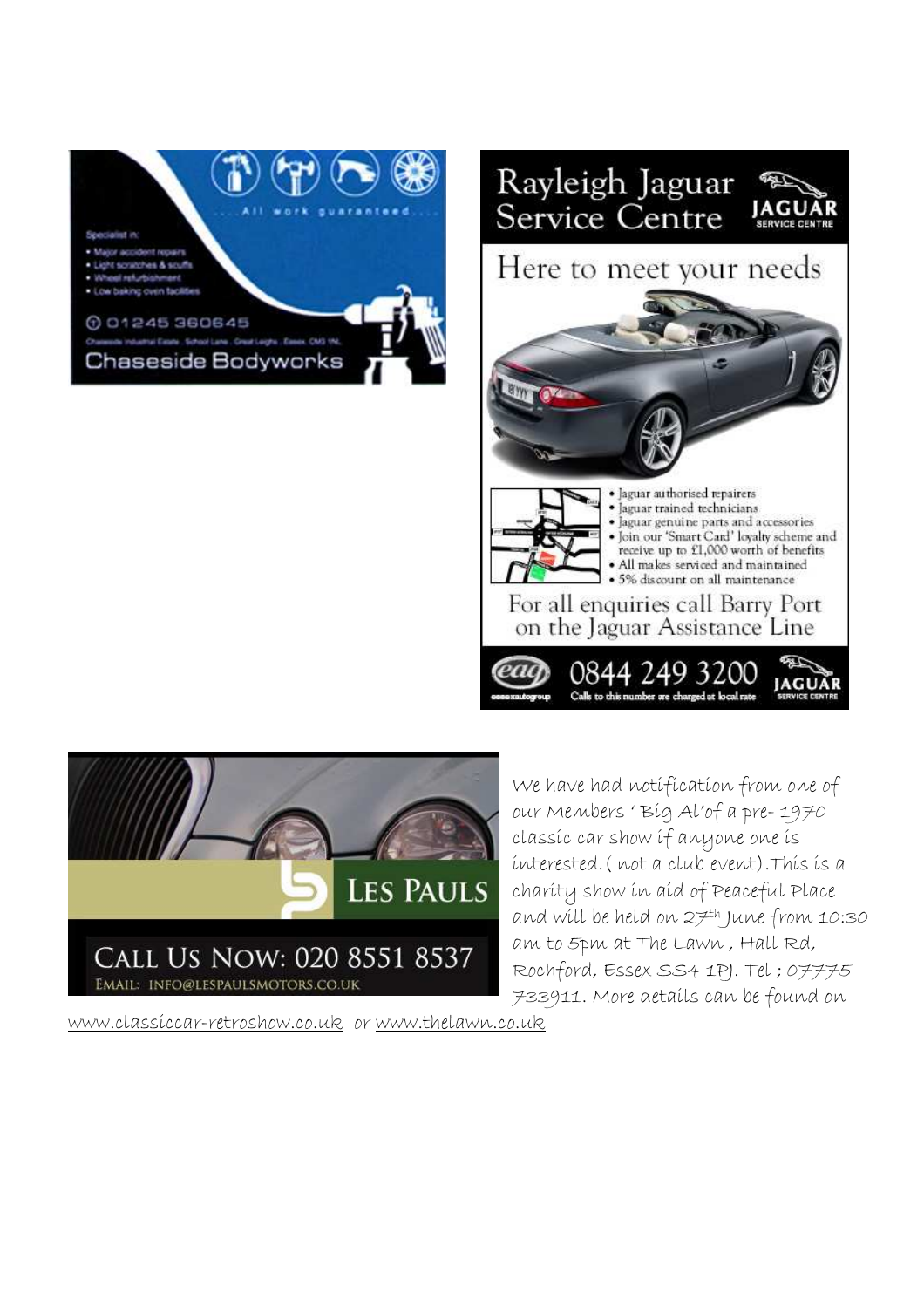All work guaranteed

Specialist in:

- Major accident repairs
- Light scratches & scuffs
- Wheel refurbishment
- Low baking oven facilities

01245 360645

Chaseside Industrial Estate · School Lane · Great Leighs · Essex CM3 1NL

Chaseside Bodyworks

# Rayleigh Jaguar Service Centre

JAGUAR SERVICE CENTRE

Here to meet your needs

- Jaguar authorised repairers
- Jaguar trained technicians
- Jaguar genuine parts and accessories
- Join our 'Smart Card' loyalty scheme and receive up to £1,000 worth of benefits
- All makes serviced and maintained
- 5% discount on all maintenance

For all enquiries call Barry Port on the Jaguar Assistance Line

essexautogroup 0844 249 3200 Calls to this number are charged at local rate

JAGUAR SERVICE CENTRE

LES PAULS

CALL US NOW: 020 8551 8537

EMAIL: INFO@LESPAULSMOTORS.CO.UK

We have had notification from one of our Members ' Big Al'of a pre- 1970 classic car show if anyone one is interested.( not a club event).This is a charity show in aid of Peaceful Place and will be held on 27th June from 10:30 am to 5pm at The Lawn , Hall Rd, Rochford, Essex SS4 1PJ. Tel ; 07775 733911. More details can be found on www.classiccar-retroshow.co.uk or www.thelawn.co.uk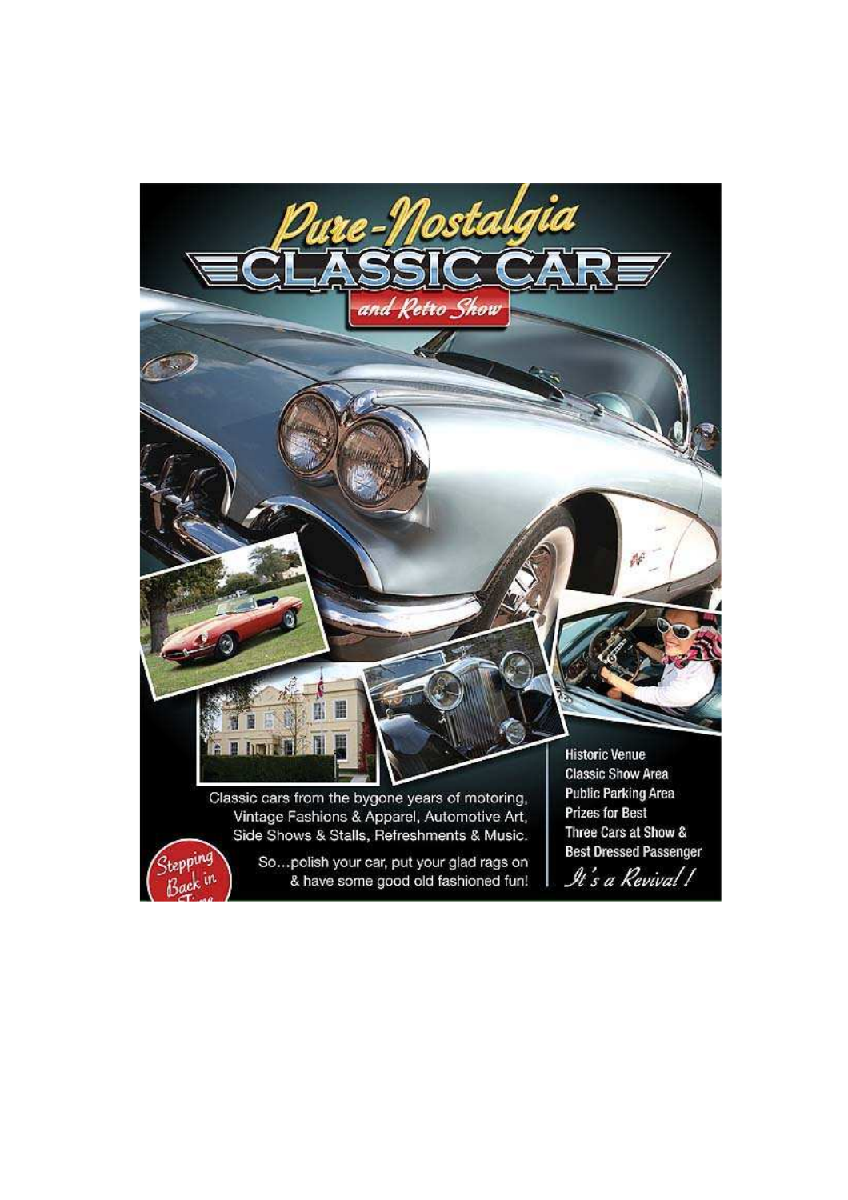# Pure-Nostalgia

## CLASSIC CAR

### and Retro Show

Classic cars from the bygone years of motoring, Vintage Fashions & Apparel, Automotive Art, Side Shows & Stalls, Refreshments & Music.

So...polish your car, put your glad rags on & have some good old fashioned fun!

Stepping Back in Time

**Historic Venue**
**Classic Show Area**
**Public Parking Area**
**Prizes for Best Three Cars at Show & Best Dressed Passenger**

*It's a Revival!*